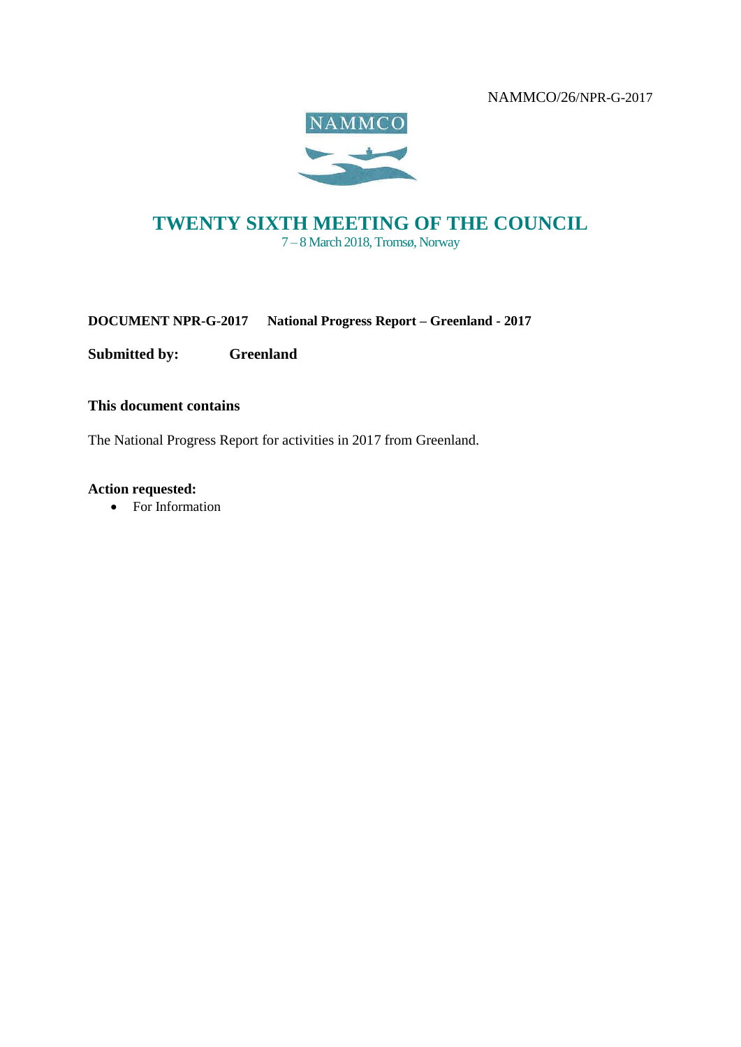NAMMCO/26/NPR-G-2017

NAMMCO

# TWENTY SIXTH MEETING OF THE COUNCIL

7 – 8 March 2018, Tromsø, Norway

**DOCUMENT NPR-G-2017 National Progress Report – Greenland - 2017**

**Submitted by: Greenland**

**This document contains**

The National Progress Report for activities in 2017 from Greenland.

**Action requested:**

- For Information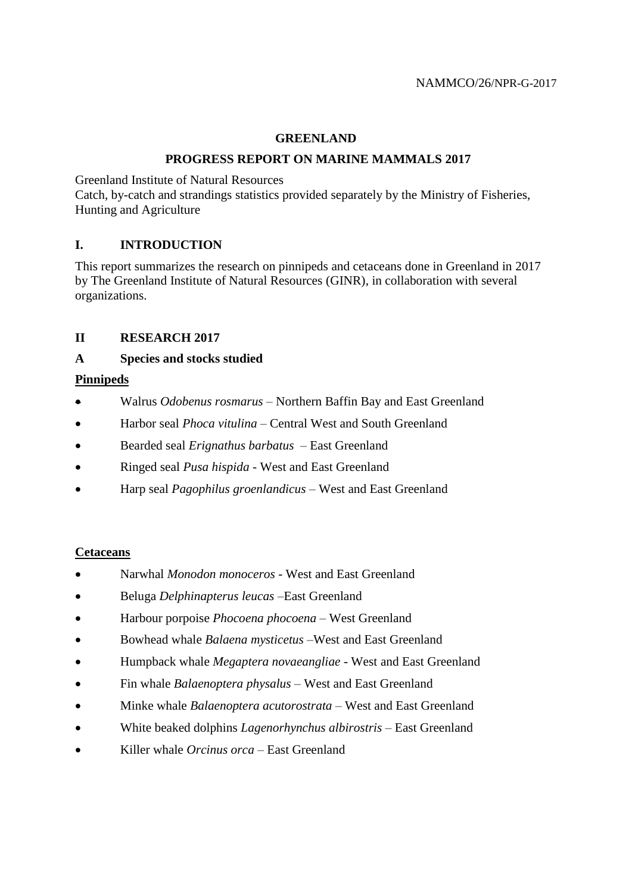NAMMCO/26/NPR-G-2017

**GREENLAND**

**PROGRESS REPORT ON MARINE MAMMALS 2017**

Greenland Institute of Natural Resources
Catch, by-catch and strandings statistics provided separately by the Ministry of Fisheries, Hunting and Agriculture

## I. INTRODUCTION

This report summarizes the research on pinnipeds and cetaceans done in Greenland in 2017 by The Greenland Institute of Natural Resources (GINR), in collaboration with several organizations.

## II RESEARCH 2017

### A Species and stocks studied

**Pinnipeds**

- Walrus *Odobenus rosmarus* – Northern Baffin Bay and East Greenland
- Harbor seal *Phoca vitulina* – Central West and South Greenland
- Bearded seal *Erignathus barbatus* – East Greenland
- Ringed seal *Pusa hispida* - West and East Greenland
- Harp seal *Pagophilus groenlandicus* – West and East Greenland

**Cetaceans**

- Narwhal *Monodon monoceros* - West and East Greenland
- Beluga *Delphinapterus leucas* –East Greenland
- Harbour porpoise *Phocoena phocoena* – West Greenland
- Bowhead whale *Balaena mysticetus* –West and East Greenland
- Humpback whale *Megaptera novaeangliae* - West and East Greenland
- Fin whale *Balaenoptera physalus* – West and East Greenland
- Minke whale *Balaenoptera acutorostrata* – West and East Greenland
- White beaked dolphins *Lagenorhynchus albirostris* – East Greenland
- Killer whale *Orcinus orca* – East Greenland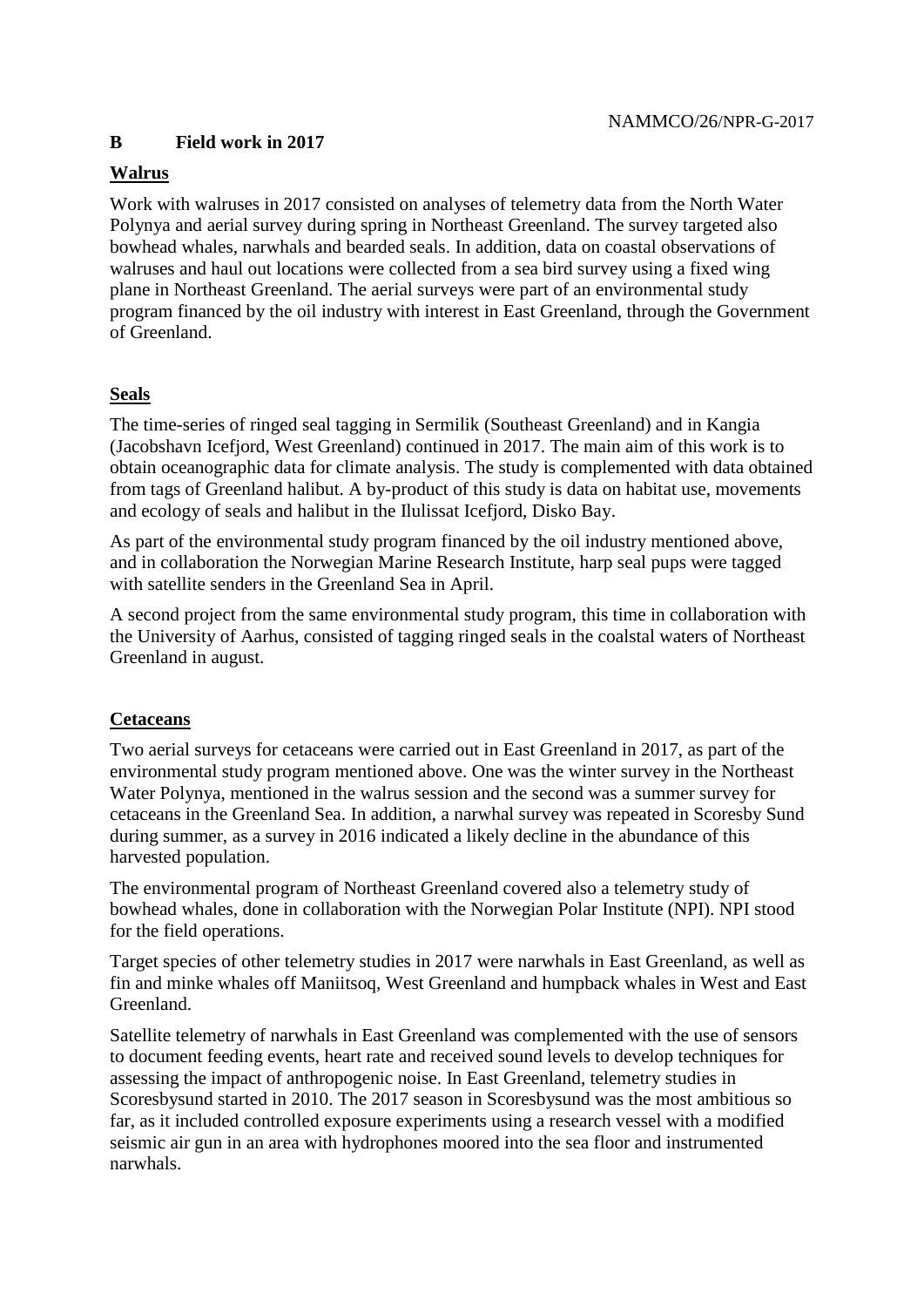## B Field work in 2017

### Walrus

Work with walruses in 2017 consisted on analyses of telemetry data from the North Water Polynya and aerial survey during spring in Northeast Greenland. The survey targeted also bowhead whales, narwhals and bearded seals. In addition, data on coastal observations of walruses and haul out locations were collected from a sea bird survey using a fixed wing plane in Northeast Greenland. The aerial surveys were part of an environmental study program financed by the oil industry with interest in East Greenland, through the Government of Greenland.

### Seals

The time-series of ringed seal tagging in Sermilik (Southeast Greenland) and in Kangia (Jacobshavn Icefjord, West Greenland) continued in 2017. The main aim of this work is to obtain oceanographic data for climate analysis. The study is complemented with data obtained from tags of Greenland halibut. A by-product of this study is data on habitat use, movements and ecology of seals and halibut in the Ilulissat Icefjord, Disko Bay.

As part of the environmental study program financed by the oil industry mentioned above, and in collaboration the Norwegian Marine Research Institute, harp seal pups were tagged with satellite senders in the Greenland Sea in April.

A second project from the same environmental study program, this time in collaboration with the University of Aarhus, consisted of tagging ringed seals in the coalstal waters of Northeast Greenland in august.

### Cetaceans

Two aerial surveys for cetaceans were carried out in East Greenland in 2017, as part of the environmental study program mentioned above. One was the winter survey in the Northeast Water Polynya, mentioned in the walrus session and the second was a summer survey for cetaceans in the Greenland Sea. In addition, a narwhal survey was repeated in Scoresby Sund during summer, as a survey in 2016 indicated a likely decline in the abundance of this harvested population.

The environmental program of Northeast Greenland covered also a telemetry study of bowhead whales, done in collaboration with the Norwegian Polar Institute (NPI). NPI stood for the field operations.

Target species of other telemetry studies in 2017 were narwhals in East Greenland, as well as fin and minke whales off Maniitsoq, West Greenland and humpback whales in West and East Greenland.

Satellite telemetry of narwhals in East Greenland was complemented with the use of sensors to document feeding events, heart rate and received sound levels to develop techniques for assessing the impact of anthropogenic noise. In East Greenland, telemetry studies in Scoresbysund started in 2010. The 2017 season in Scoresbysund was the most ambitious so far, as it included controlled exposure experiments using a research vessel with a modified seismic air gun in an area with hydrophones moored into the sea floor and instrumented narwhals.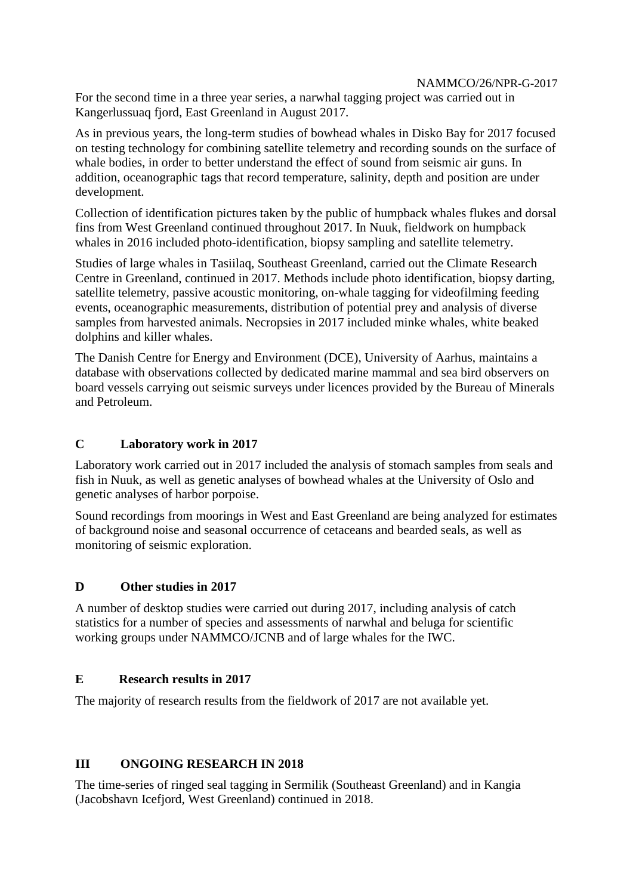For the second time in a three year series, a narwhal tagging project was carried out in Kangerlussuaq fjord, East Greenland in August 2017.

As in previous years, the long-term studies of bowhead whales in Disko Bay for 2017 focused on testing technology for combining satellite telemetry and recording sounds on the surface of whale bodies, in order to better understand the effect of sound from seismic air guns. In addition, oceanographic tags that record temperature, salinity, depth and position are under development.

Collection of identification pictures taken by the public of humpback whales flukes and dorsal fins from West Greenland continued throughout 2017. In Nuuk, fieldwork on humpback whales in 2016 included photo-identification, biopsy sampling and satellite telemetry.

Studies of large whales in Tasiilaq, Southeast Greenland, carried out the Climate Research Centre in Greenland, continued in 2017. Methods include photo identification, biopsy darting, satellite telemetry, passive acoustic monitoring, on-whale tagging for videofilming feeding events, oceanographic measurements, distribution of potential prey and analysis of diverse samples from harvested animals. Necropsies in 2017 included minke whales, white beaked dolphins and killer whales.

The Danish Centre for Energy and Environment (DCE), University of Aarhus, maintains a database with observations collected by dedicated marine mammal and sea bird observers on board vessels carrying out seismic surveys under licences provided by the Bureau of Minerals and Petroleum.

### C Laboratory work in 2017

Laboratory work carried out in 2017 included the analysis of stomach samples from seals and fish in Nuuk, as well as genetic analyses of bowhead whales at the University of Oslo and genetic analyses of harbor porpoise.

Sound recordings from moorings in West and East Greenland are being analyzed for estimates of background noise and seasonal occurrence of cetaceans and bearded seals, as well as monitoring of seismic exploration.

### D Other studies in 2017

A number of desktop studies were carried out during 2017, including analysis of catch statistics for a number of species and assessments of narwhal and beluga for scientific working groups under NAMMCO/JCNB and of large whales for the IWC.

### E Research results in 2017

The majority of research results from the fieldwork of 2017 are not available yet.

## III ONGOING RESEARCH IN 2018

The time-series of ringed seal tagging in Sermilik (Southeast Greenland) and in Kangia (Jacobshavn Icefjord, West Greenland) continued in 2018.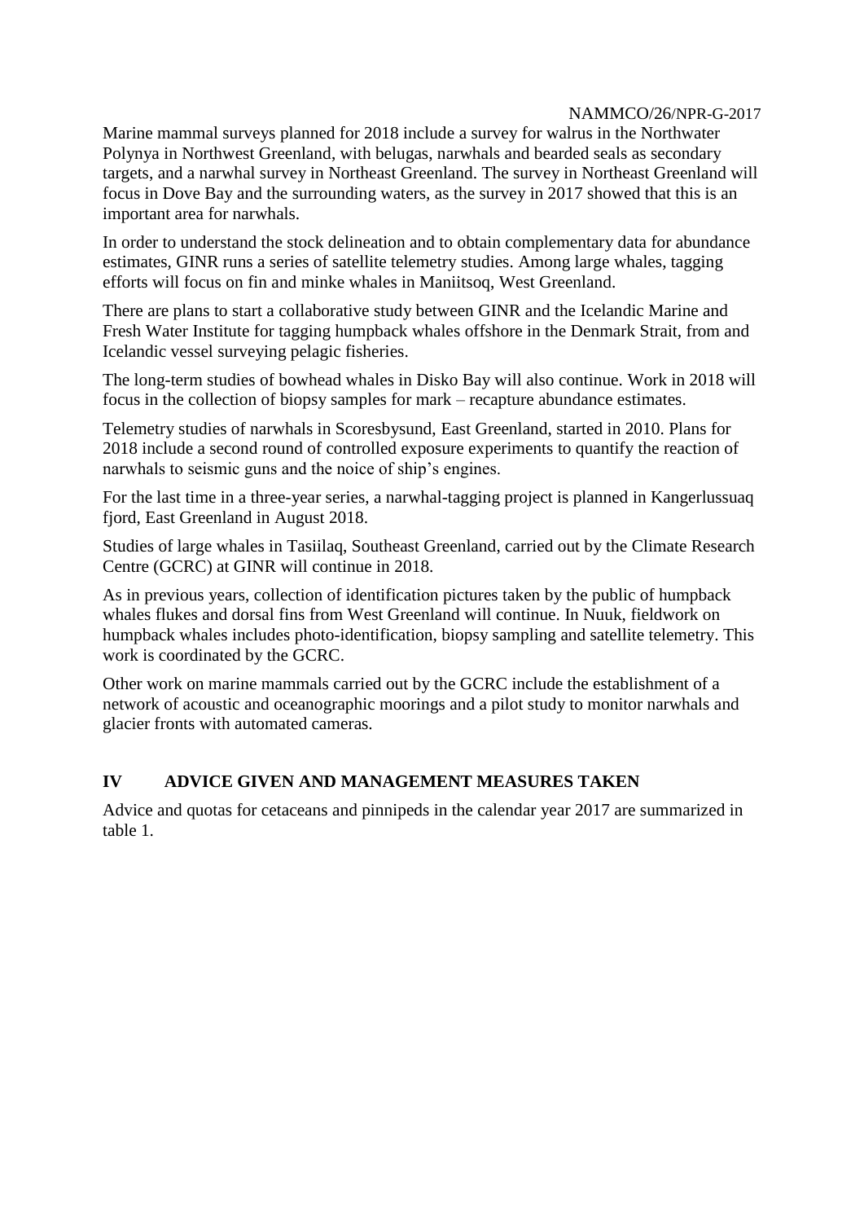Marine mammal surveys planned for 2018 include a survey for walrus in the Northwater Polynya in Northwest Greenland, with belugas, narwhals and bearded seals as secondary targets, and a narwhal survey in Northeast Greenland. The survey in Northeast Greenland will focus in Dove Bay and the surrounding waters, as the survey in 2017 showed that this is an important area for narwhals.

In order to understand the stock delineation and to obtain complementary data for abundance estimates, GINR runs a series of satellite telemetry studies. Among large whales, tagging efforts will focus on fin and minke whales in Maniitsoq, West Greenland.

There are plans to start a collaborative study between GINR and the Icelandic Marine and Fresh Water Institute for tagging humpback whales offshore in the Denmark Strait, from and Icelandic vessel surveying pelagic fisheries.

The long-term studies of bowhead whales in Disko Bay will also continue. Work in 2018 will focus in the collection of biopsy samples for mark – recapture abundance estimates.

Telemetry studies of narwhals in Scoresbysund, East Greenland, started in 2010. Plans for 2018 include a second round of controlled exposure experiments to quantify the reaction of narwhals to seismic guns and the noice of ship's engines.

For the last time in a three-year series, a narwhal-tagging project is planned in Kangerlussuaq fjord, East Greenland in August 2018.

Studies of large whales in Tasiilaq, Southeast Greenland, carried out by the Climate Research Centre (GCRC) at GINR will continue in 2018.

As in previous years, collection of identification pictures taken by the public of humpback whales flukes and dorsal fins from West Greenland will continue. In Nuuk, fieldwork on humpback whales includes photo-identification, biopsy sampling and satellite telemetry. This work is coordinated by the GCRC.

Other work on marine mammals carried out by the GCRC include the establishment of a network of acoustic and oceanographic moorings and a pilot study to monitor narwhals and glacier fronts with automated cameras.

## IV ADVICE GIVEN AND MANAGEMENT MEASURES TAKEN

Advice and quotas for cetaceans and pinnipeds in the calendar year 2017 are summarized in table 1.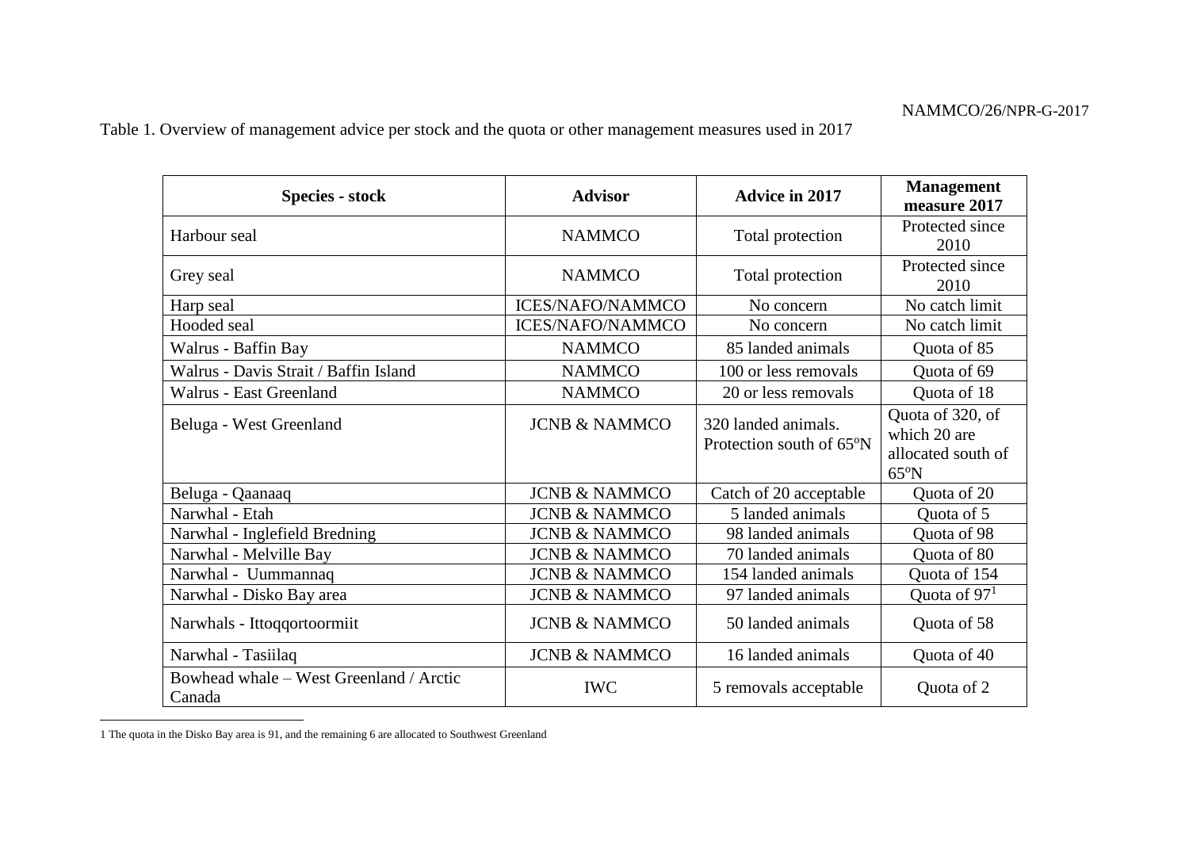Table 1. Overview of management advice per stock and the quota or other management measures used in 2017

| Species - stock | Advisor | Advice in 2017 | Management measure 2017 |
|---|---|---|---|
| Harbour seal | NAMMCO | Total protection | Protected since 2010 |
| Grey seal | NAMMCO | Total protection | Protected since 2010 |
| Harp seal | ICES/NAFO/NAMMCO | No concern | No catch limit |
| Hooded seal | ICES/NAFO/NAMMCO | No concern | No catch limit |
| Walrus - Baffin Bay | NAMMCO | 85 landed animals | Quota of 85 |
| Walrus - Davis Strait / Baffin Island | NAMMCO | 100 or less removals | Quota of 69 |
| Walrus - East Greenland | NAMMCO | 20 or less removals | Quota of 18 |
| Beluga - West Greenland | JCNB & NAMMCO | 320 landed animals. Protection south of 65ºN | Quota of 320, of which 20 are allocated south of 65ºN |
| Beluga - Qaanaaq | JCNB & NAMMCO | Catch of 20 acceptable | Quota of 20 |
| Narwhal - Etah | JCNB & NAMMCO | 5 landed animals | Quota of 5 |
| Narwhal - Inglefield Bredning | JCNB & NAMMCO | 98 landed animals | Quota of 98 |
| Narwhal - Melville Bay | JCNB & NAMMCO | 70 landed animals | Quota of 80 |
| Narwhal - Uummannaq | JCNB & NAMMCO | 154 landed animals | Quota of 154 |
| Narwhal - Disko Bay area | JCNB & NAMMCO | 97 landed animals | Quota of 97[1] |
| Narwhals - Ittoqqortoormiit | JCNB & NAMMCO | 50 landed animals | Quota of 58 |
| Narwhal - Tasiilaq | JCNB & NAMMCO | 16 landed animals | Quota of 40 |
| Bowhead whale – West Greenland / Arctic Canada | IWC | 5 removals acceptable | Quota of 2 |

[1] The quota in the Disko Bay area is 91, and the remaining 6 are allocated to Southwest Greenland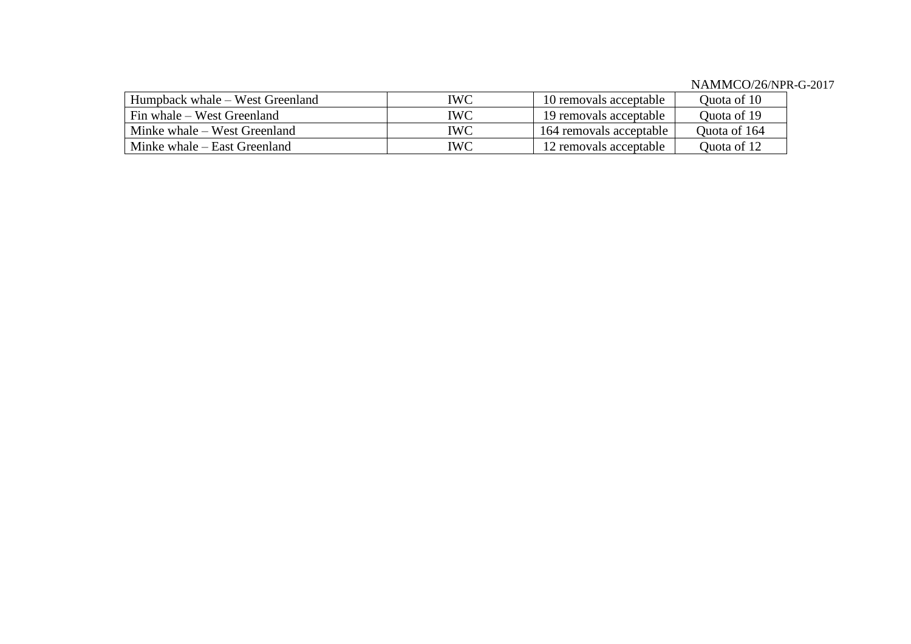| Humpback whale – West Greenland | IWC | 10 removals acceptable | Quota of 10 |
|---|---|---|---|
| Fin whale – West Greenland | IWC | 19 removals acceptable | Quota of 19 |
| Minke whale – West Greenland | IWC | 164 removals acceptable | Quota of 164 |
| Minke whale – East Greenland | IWC | 12 removals acceptable | Quota of 12 |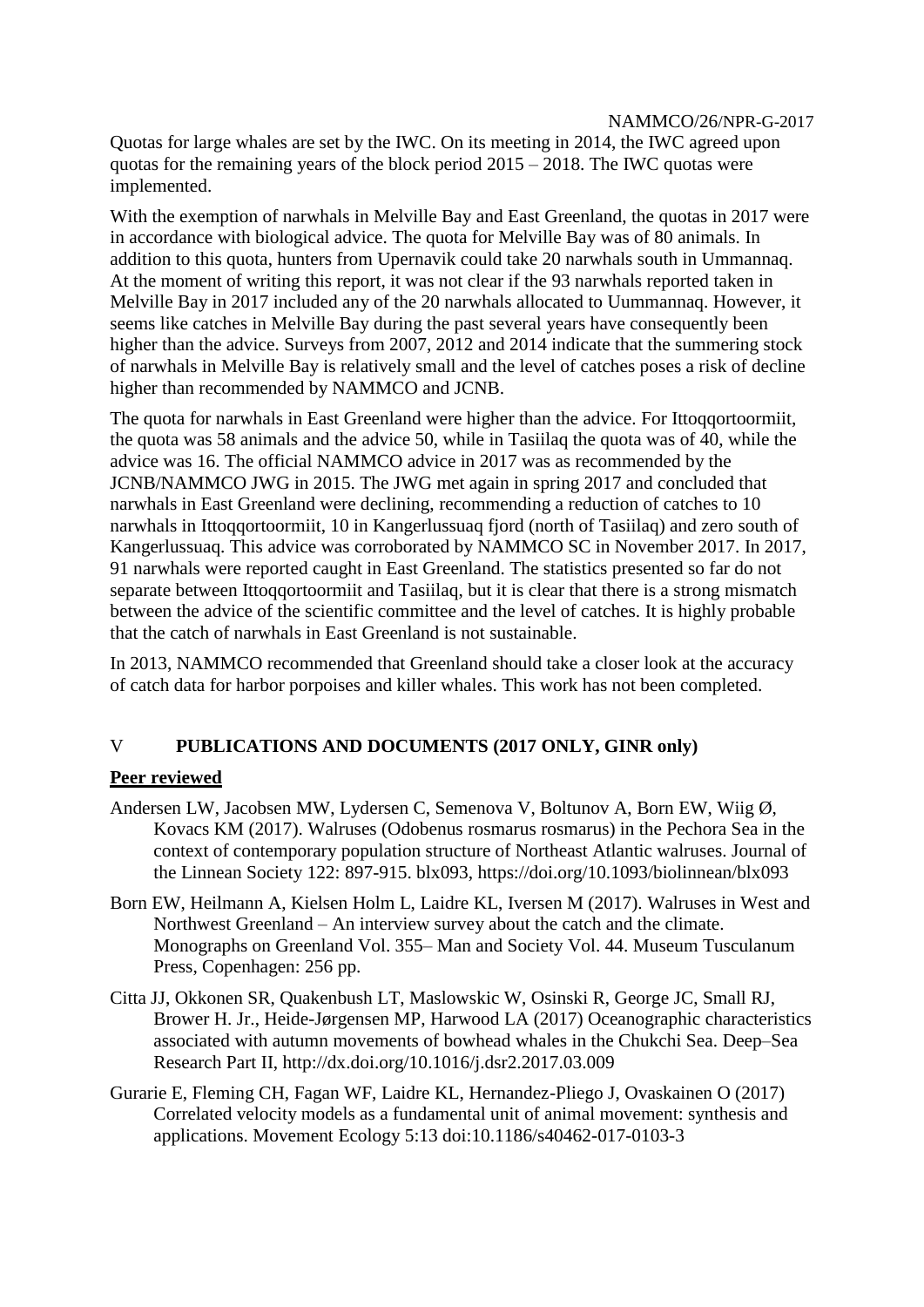Quotas for large whales are set by the IWC. On its meeting in 2014, the IWC agreed upon quotas for the remaining years of the block period 2015 – 2018. The IWC quotas were implemented.

With the exemption of narwhals in Melville Bay and East Greenland, the quotas in 2017 were in accordance with biological advice. The quota for Melville Bay was of 80 animals. In addition to this quota, hunters from Upernavik could take 20 narwhals south in Ummannaq. At the moment of writing this report, it was not clear if the 93 narwhals reported taken in Melville Bay in 2017 included any of the 20 narwhals allocated to Uummannaq. However, it seems like catches in Melville Bay during the past several years have consequently been higher than the advice. Surveys from 2007, 2012 and 2014 indicate that the summering stock of narwhals in Melville Bay is relatively small and the level of catches poses a risk of decline higher than recommended by NAMMCO and JCNB.

The quota for narwhals in East Greenland were higher than the advice. For Ittoqqortoormiit, the quota was 58 animals and the advice 50, while in Tasiilaq the quota was of 40, while the advice was 16. The official NAMMCO advice in 2017 was as recommended by the JCNB/NAMMCO JWG in 2015. The JWG met again in spring 2017 and concluded that narwhals in East Greenland were declining, recommending a reduction of catches to 10 narwhals in Ittoqqortoormiit, 10 in Kangerlussuaq fjord (north of Tasiilaq) and zero south of Kangerlussuaq. This advice was corroborated by NAMMCO SC in November 2017. In 2017, 91 narwhals were reported caught in East Greenland. The statistics presented so far do not separate between Ittoqqortoormiit and Tasiilaq, but it is clear that there is a strong mismatch between the advice of the scientific committee and the level of catches. It is highly probable that the catch of narwhals in East Greenland is not sustainable.

In 2013, NAMMCO recommended that Greenland should take a closer look at the accuracy of catch data for harbor porpoises and killer whales. This work has not been completed.

## V PUBLICATIONS AND DOCUMENTS (2017 ONLY, GINR only)

### Peer reviewed

Andersen LW, Jacobsen MW, Lydersen C, Semenova V, Boltunov A, Born EW, Wiig Ø, Kovacs KM (2017). Walruses (Odobenus rosmarus rosmarus) in the Pechora Sea in the context of contemporary population structure of Northeast Atlantic walruses. Journal of the Linnean Society 122: 897-915. blx093, https://doi.org/10.1093/biolinnean/blx093

Born EW, Heilmann A, Kielsen Holm L, Laidre KL, Iversen M (2017). Walruses in West and Northwest Greenland – An interview survey about the catch and the climate. Monographs on Greenland Vol. 355– Man and Society Vol. 44. Museum Tusculanum Press, Copenhagen: 256 pp.

Citta JJ, Okkonen SR, Quakenbush LT, Maslowskic W, Osinski R, George JC, Small RJ, Brower H. Jr., Heide-Jørgensen MP, Harwood LA (2017) Oceanographic characteristics associated with autumn movements of bowhead whales in the Chukchi Sea. Deep–Sea Research Part II, http://dx.doi.org/10.1016/j.dsr2.2017.03.009

Gurarie E, Fleming CH, Fagan WF, Laidre KL, Hernandez-Pliego J, Ovaskainen O (2017) Correlated velocity models as a fundamental unit of animal movement: synthesis and applications. Movement Ecology 5:13 doi:10.1186/s40462-017-0103-3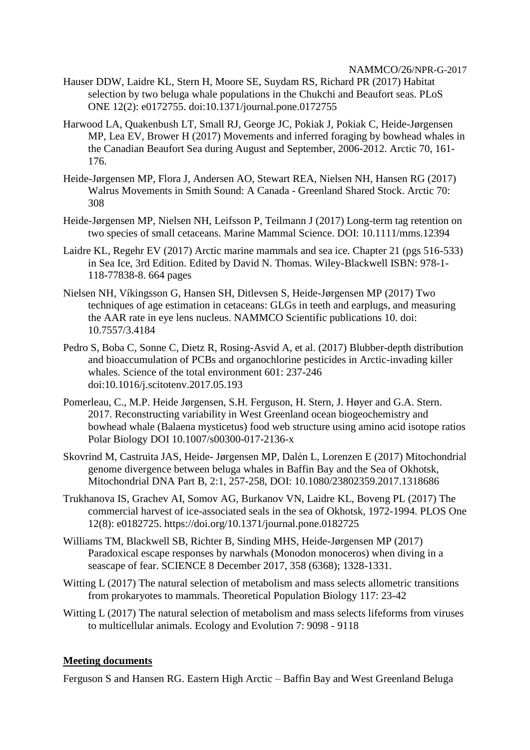Hauser DDW, Laidre KL, Stern H, Moore SE, Suydam RS, Richard PR (2017) Habitat selection by two beluga whale populations in the Chukchi and Beaufort seas. PLoS ONE 12(2): e0172755. doi:10.1371/journal.pone.0172755

Harwood LA, Quakenbush LT, Small RJ, George JC, Pokiak J, Pokiak C, Heide-Jørgensen MP, Lea EV, Brower H (2017) Movements and inferred foraging by bowhead whales in the Canadian Beaufort Sea during August and September, 2006-2012. Arctic 70, 161-176.

Heide-Jørgensen MP, Flora J, Andersen AO, Stewart REA, Nielsen NH, Hansen RG (2017) Walrus Movements in Smith Sound: A Canada - Greenland Shared Stock. Arctic 70: 308

Heide-Jørgensen MP, Nielsen NH, Leifsson P, Teilmann J (2017) Long-term tag retention on two species of small cetaceans. Marine Mammal Science. DOI: 10.1111/mms.12394

Laidre KL, Regehr EV (2017) Arctic marine mammals and sea ice. Chapter 21 (pgs 516-533) in Sea Ice, 3rd Edition. Edited by David N. Thomas. Wiley-Blackwell ISBN: 978-1-118-77838-8. 664 pages

Nielsen NH, Víkingsson G, Hansen SH, Ditlevsen S, Heide-Jørgensen MP (2017) Two techniques of age estimation in cetaceans: GLGs in teeth and earplugs, and measuring the AAR rate in eye lens nucleus. NAMMCO Scientific publications 10. doi: 10.7557/3.4184

Pedro S, Boba C, Sonne C, Dietz R, Rosing-Asvid A, et al. (2017) Blubber-depth distribution and bioaccumulation of PCBs and organochlorine pesticides in Arctic-invading killer whales. Science of the total environment 601: 237-246 doi:10.1016/j.scitotenv.2017.05.193

Pomerleau, C., M.P. Heide Jørgensen, S.H. Ferguson, H. Stern, J. Høyer and G.A. Stern. 2017. Reconstructing variability in West Greenland ocean biogeochemistry and bowhead whale (Balaena mysticetus) food web structure using amino acid isotope ratios Polar Biology DOI 10.1007/s00300-017-2136-x

Skovrind M, Castruita JAS, Heide- Jørgensen MP, Dalén L, Lorenzen E (2017) Mitochondrial genome divergence between beluga whales in Baffin Bay and the Sea of Okhotsk, Mitochondrial DNA Part B, 2:1, 257-258, DOI: 10.1080/23802359.2017.1318686

Trukhanova IS, Grachev AI, Somov AG, Burkanov VN, Laidre KL, Boveng PL (2017) The commercial harvest of ice-associated seals in the sea of Okhotsk, 1972-1994. PLOS One 12(8): e0182725. https://doi.org/10.1371/journal.pone.0182725

Williams TM, Blackwell SB, Richter B, Sinding MHS, Heide-Jørgensen MP (2017) Paradoxical escape responses by narwhals (Monodon monoceros) when diving in a seascape of fear. SCIENCE 8 December 2017, 358 (6368); 1328-1331.

Witting L (2017) The natural selection of metabolism and mass selects allometric transitions from prokaryotes to mammals. Theoretical Population Biology 117: 23-42

Witting L (2017) The natural selection of metabolism and mass selects lifeforms from viruses to multicellular animals. Ecology and Evolution 7: 9098 - 9118

**Meeting documents**

Ferguson S and Hansen RG. Eastern High Arctic – Baffin Bay and West Greenland Beluga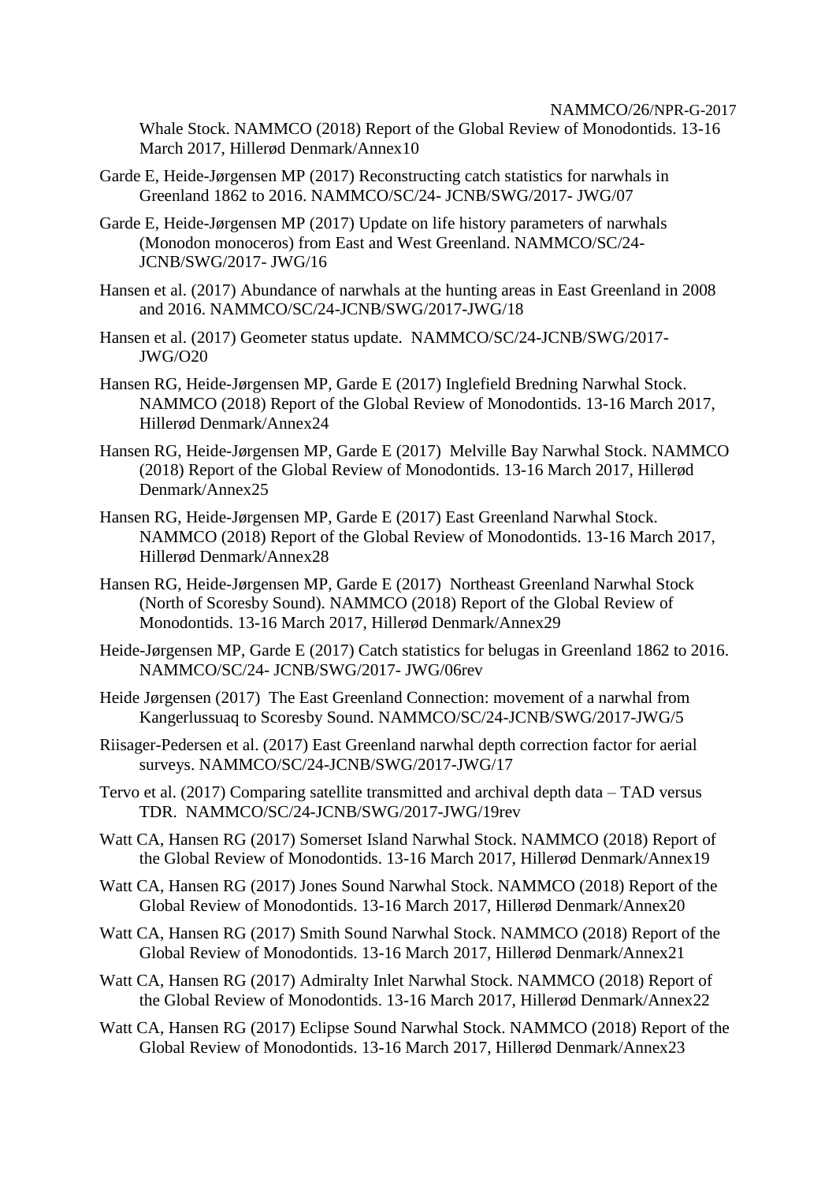Whale Stock. NAMMCO (2018) Report of the Global Review of Monodontids. 13-16 March 2017, Hillerød Denmark/Annex10

Garde E, Heide-Jørgensen MP (2017) Reconstructing catch statistics for narwhals in Greenland 1862 to 2016. NAMMCO/SC/24- JCNB/SWG/2017- JWG/07

Garde E, Heide-Jørgensen MP (2017) Update on life history parameters of narwhals (Monodon monoceros) from East and West Greenland. NAMMCO/SC/24- JCNB/SWG/2017- JWG/16

Hansen et al. (2017) Abundance of narwhals at the hunting areas in East Greenland in 2008 and 2016. NAMMCO/SC/24-JCNB/SWG/2017-JWG/18

Hansen et al. (2017) Geometer status update. NAMMCO/SC/24-JCNB/SWG/2017-JWG/O20

Hansen RG, Heide-Jørgensen MP, Garde E (2017) Inglefield Bredning Narwhal Stock. NAMMCO (2018) Report of the Global Review of Monodontids. 13-16 March 2017, Hillerød Denmark/Annex24

Hansen RG, Heide-Jørgensen MP, Garde E (2017) Melville Bay Narwhal Stock. NAMMCO (2018) Report of the Global Review of Monodontids. 13-16 March 2017, Hillerød Denmark/Annex25

Hansen RG, Heide-Jørgensen MP, Garde E (2017) East Greenland Narwhal Stock. NAMMCO (2018) Report of the Global Review of Monodontids. 13-16 March 2017, Hillerød Denmark/Annex28

Hansen RG, Heide-Jørgensen MP, Garde E (2017) Northeast Greenland Narwhal Stock (North of Scoresby Sound). NAMMCO (2018) Report of the Global Review of Monodontids. 13-16 March 2017, Hillerød Denmark/Annex29

Heide-Jørgensen MP, Garde E (2017) Catch statistics for belugas in Greenland 1862 to 2016. NAMMCO/SC/24- JCNB/SWG/2017- JWG/06rev

Heide Jørgensen (2017) The East Greenland Connection: movement of a narwhal from Kangerlussuaq to Scoresby Sound. NAMMCO/SC/24-JCNB/SWG/2017-JWG/5

Riisager-Pedersen et al. (2017) East Greenland narwhal depth correction factor for aerial surveys. NAMMCO/SC/24-JCNB/SWG/2017-JWG/17

Tervo et al. (2017) Comparing satellite transmitted and archival depth data – TAD versus TDR. NAMMCO/SC/24-JCNB/SWG/2017-JWG/19rev

Watt CA, Hansen RG (2017) Somerset Island Narwhal Stock. NAMMCO (2018) Report of the Global Review of Monodontids. 13-16 March 2017, Hillerød Denmark/Annex19

Watt CA, Hansen RG (2017) Jones Sound Narwhal Stock. NAMMCO (2018) Report of the Global Review of Monodontids. 13-16 March 2017, Hillerød Denmark/Annex20

Watt CA, Hansen RG (2017) Smith Sound Narwhal Stock. NAMMCO (2018) Report of the Global Review of Monodontids. 13-16 March 2017, Hillerød Denmark/Annex21

Watt CA, Hansen RG (2017) Admiralty Inlet Narwhal Stock. NAMMCO (2018) Report of the Global Review of Monodontids. 13-16 March 2017, Hillerød Denmark/Annex22

Watt CA, Hansen RG (2017) Eclipse Sound Narwhal Stock. NAMMCO (2018) Report of the Global Review of Monodontids. 13-16 March 2017, Hillerød Denmark/Annex23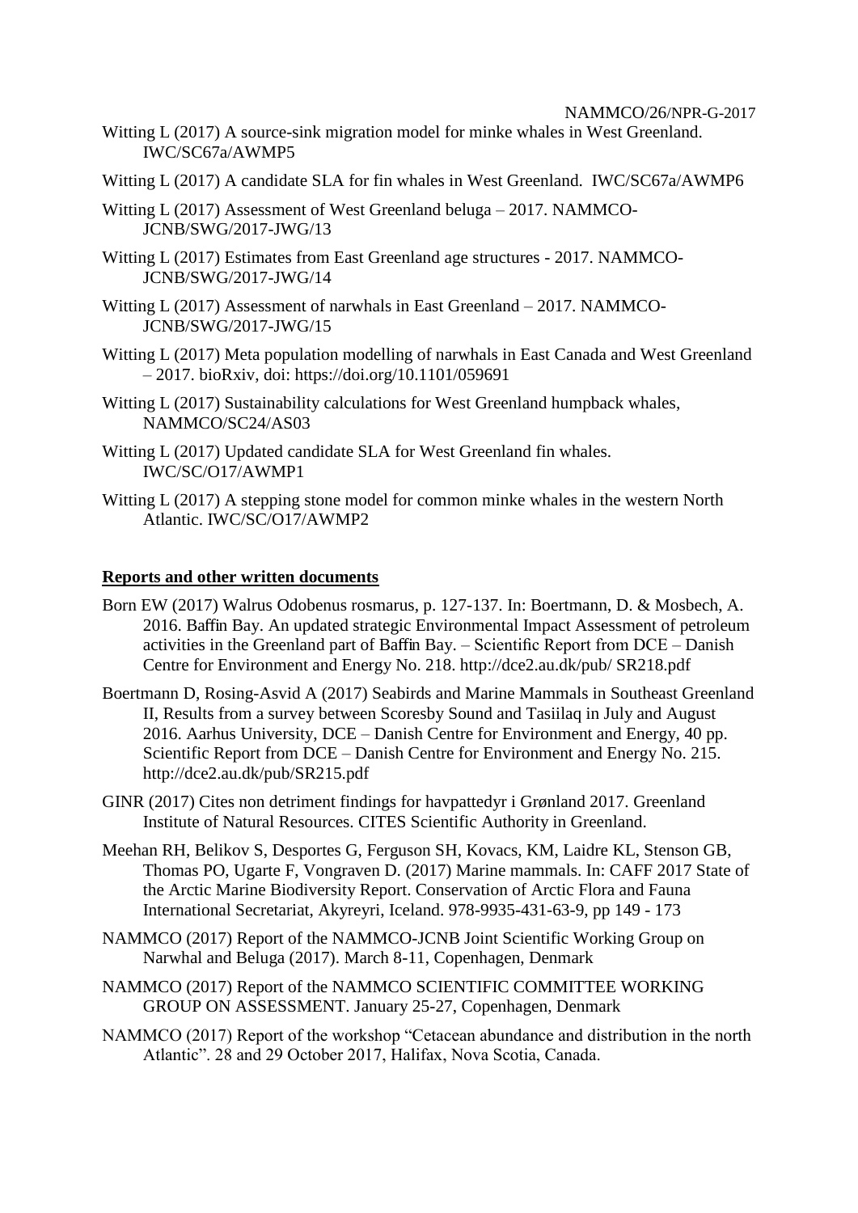Witting L (2017) A source-sink migration model for minke whales in West Greenland. IWC/SC67a/AWMP5

Witting L (2017) A candidate SLA for fin whales in West Greenland. IWC/SC67a/AWMP6

Witting L (2017) Assessment of West Greenland beluga – 2017. NAMMCO-JCNB/SWG/2017-JWG/13

Witting L (2017) Estimates from East Greenland age structures - 2017. NAMMCO-JCNB/SWG/2017-JWG/14

Witting L (2017) Assessment of narwhals in East Greenland – 2017. NAMMCO-JCNB/SWG/2017-JWG/15

Witting L (2017) Meta population modelling of narwhals in East Canada and West Greenland – 2017. bioRxiv, doi: https://doi.org/10.1101/059691

Witting L (2017) Sustainability calculations for West Greenland humpback whales, NAMMCO/SC24/AS03

Witting L (2017) Updated candidate SLA for West Greenland fin whales. IWC/SC/O17/AWMP1

Witting L (2017) A stepping stone model for common minke whales in the western North Atlantic. IWC/SC/O17/AWMP2

**Reports and other written documents**

Born EW (2017) Walrus Odobenus rosmarus, p. 127-137. In: Boertmann, D. & Mosbech, A. 2016. Baffin Bay. An updated strategic Environmental Impact Assessment of petroleum activities in the Greenland part of Baffin Bay. – Scientific Report from DCE – Danish Centre for Environment and Energy No. 218. http://dce2.au.dk/pub/ SR218.pdf

Boertmann D, Rosing-Asvid A (2017) Seabirds and Marine Mammals in Southeast Greenland II, Results from a survey between Scoresby Sound and Tasiilaq in July and August 2016. Aarhus University, DCE – Danish Centre for Environment and Energy, 40 pp. Scientific Report from DCE – Danish Centre for Environment and Energy No. 215. http://dce2.au.dk/pub/SR215.pdf

GINR (2017) Cites non detriment findings for havpattedyr i Grønland 2017. Greenland Institute of Natural Resources. CITES Scientific Authority in Greenland.

Meehan RH, Belikov S, Desportes G, Ferguson SH, Kovacs, KM, Laidre KL, Stenson GB, Thomas PO, Ugarte F, Vongraven D. (2017) Marine mammals. In: CAFF 2017 State of the Arctic Marine Biodiversity Report. Conservation of Arctic Flora and Fauna International Secretariat, Akyreyri, Iceland. 978-9935-431-63-9, pp 149 - 173

NAMMCO (2017) Report of the NAMMCO-JCNB Joint Scientific Working Group on Narwhal and Beluga (2017). March 8-11, Copenhagen, Denmark

NAMMCO (2017) Report of the NAMMCO SCIENTIFIC COMMITTEE WORKING GROUP ON ASSESSMENT. January 25-27, Copenhagen, Denmark

NAMMCO (2017) Report of the workshop "Cetacean abundance and distribution in the north Atlantic". 28 and 29 October 2017, Halifax, Nova Scotia, Canada.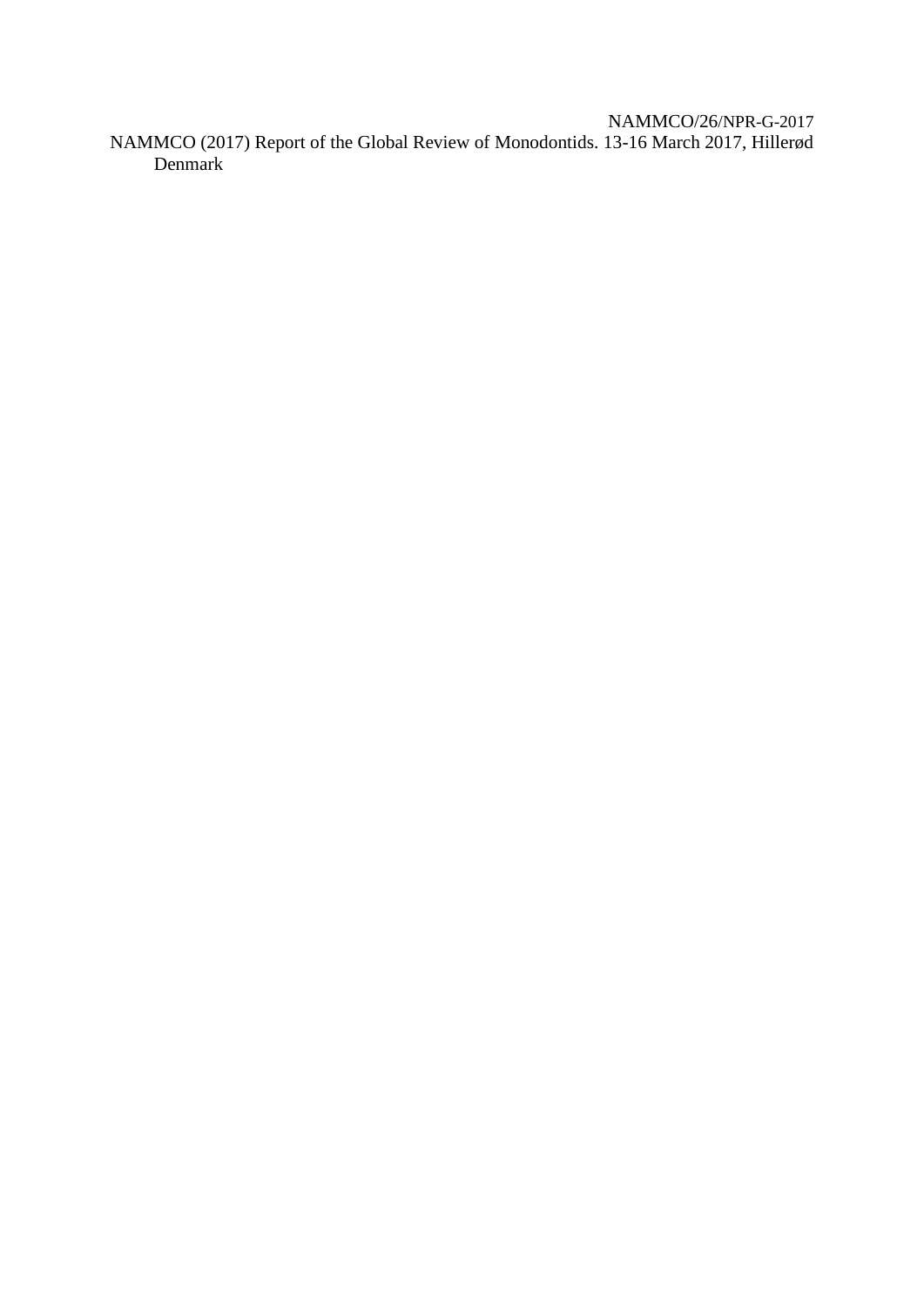NAMMCO (2017) Report of the Global Review of Monodontids. 13-16 March 2017, Hillerød Denmark